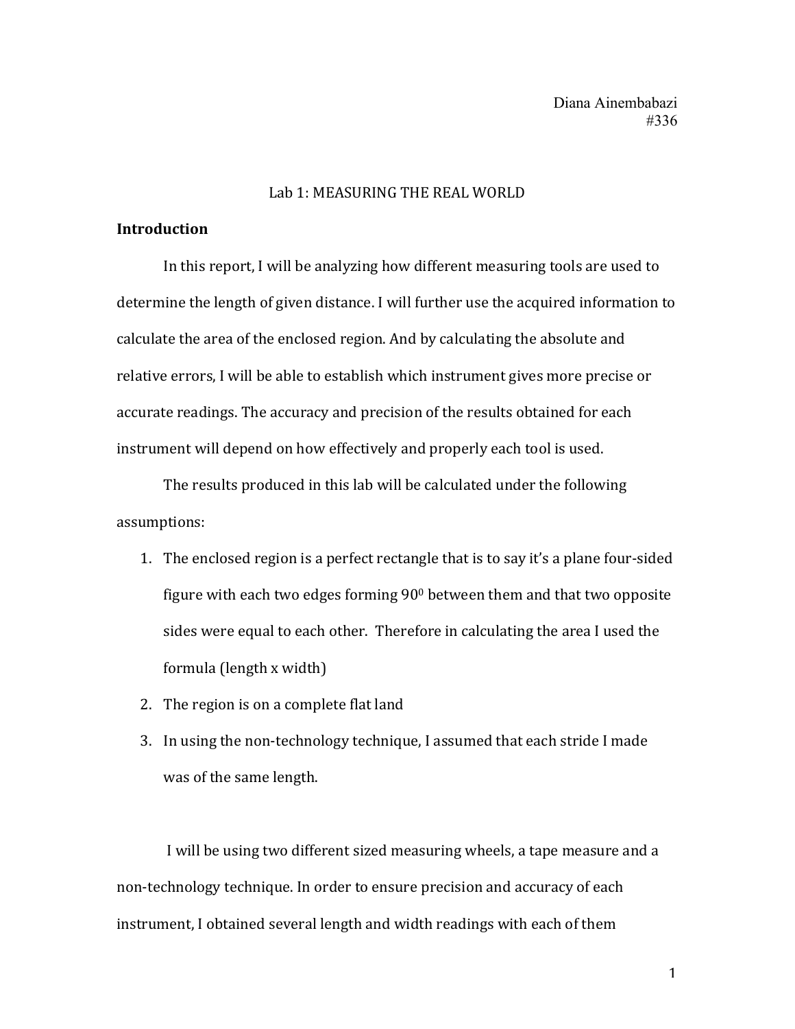Diana Ainembabazi
#336

# Lab 1: MEASURING THE REAL WORLD

## Introduction

In this report, I will be analyzing how different measuring tools are used to determine the length of given distance. I will further use the acquired information to calculate the area of the enclosed region. And by calculating the absolute and relative errors, I will be able to establish which instrument gives more precise or accurate readings. The accuracy and precision of the results obtained for each instrument will depend on how effectively and properly each tool is used.

The results produced in this lab will be calculated under the following assumptions:

1. The enclosed region is a perfect rectangle that is to say it's a plane four-sided figure with each two edges forming $90^0$ between them and that two opposite sides were equal to each other. Therefore in calculating the area I used the formula (length x width)
2. The region is on a complete flat land
3. In using the non-technology technique, I assumed that each stride I made was of the same length.

I will be using two different sized measuring wheels, a tape measure and a non-technology technique. In order to ensure precision and accuracy of each instrument, I obtained several length and width readings with each of them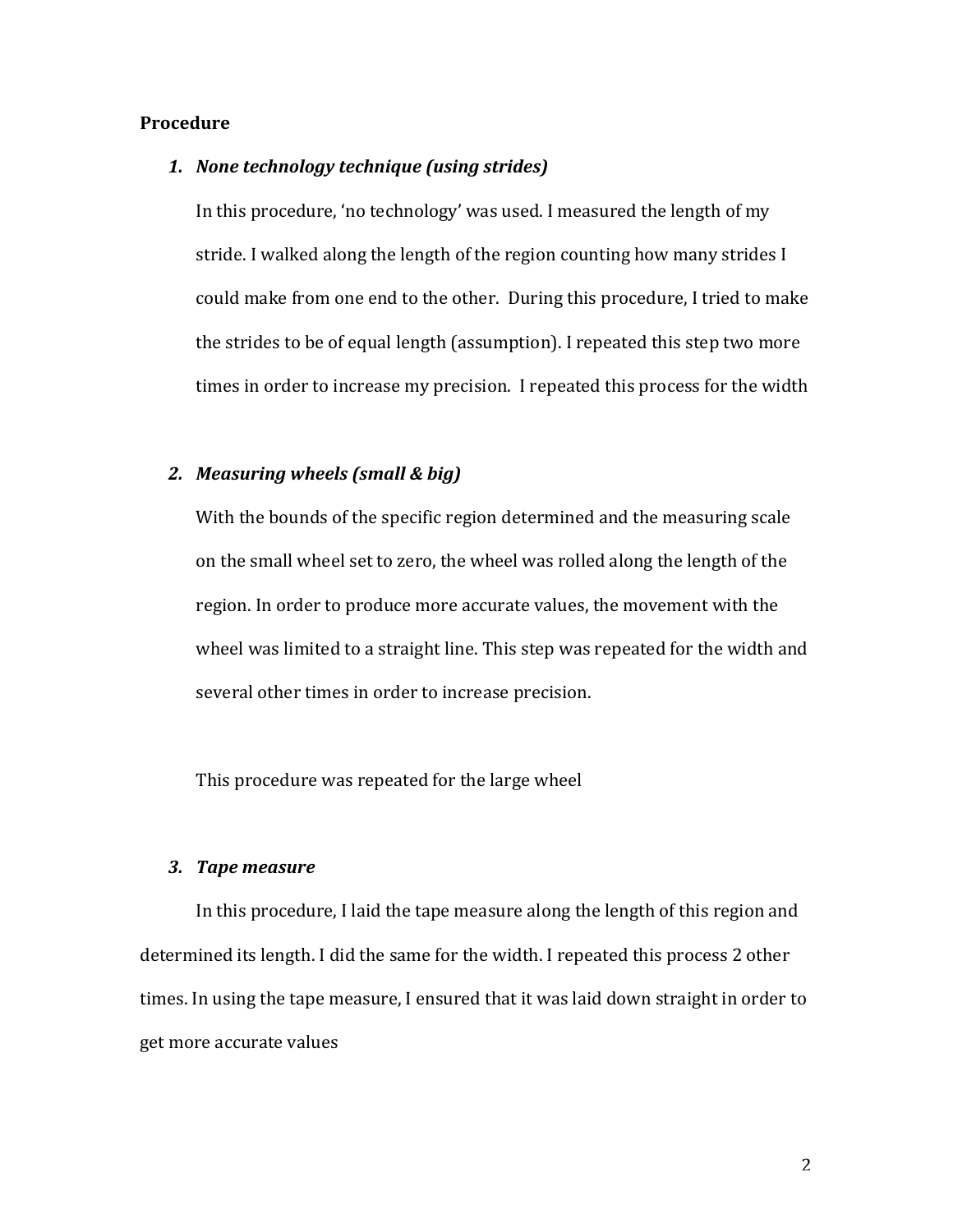**Procedure**

1. ***None technology technique (using strides)***

   In this procedure, 'no technology' was used. I measured the length of my stride. I walked along the length of the region counting how many strides I could make from one end to the other. During this procedure, I tried to make the strides to be of equal length (assumption). I repeated this step two more times in order to increase my precision. I repeated this process for the width

2. ***Measuring wheels (small & big)***

   With the bounds of the specific region determined and the measuring scale on the small wheel set to zero, the wheel was rolled along the length of the region. In order to produce more accurate values, the movement with the wheel was limited to a straight line. This step was repeated for the width and several other times in order to increase precision.

   This procedure was repeated for the large wheel

3. ***Tape measure***

In this procedure, I laid the tape measure along the length of this region and determined its length. I did the same for the width. I repeated this process 2 other times. In using the tape measure, I ensured that it was laid down straight in order to get more accurate values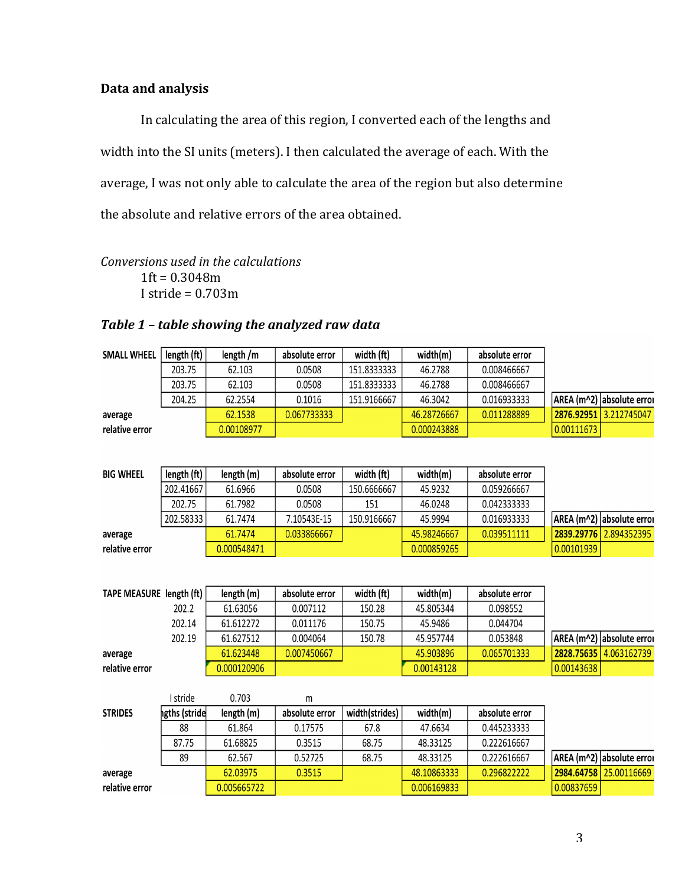### Data and analysis

In calculating the area of this region, I converted each of the lengths and width into the SI units (meters). I then calculated the average of each. With the average, I was not only able to calculate the area of the region but also determine the absolute and relative errors of the area obtained.

*Conversions used in the calculations*

1ft = 0.3048m

I stride = 0.703m

***Table 1 – table showing the analyzed raw data***

| SMALL WHEEL | length (ft) | length /m | absolute error | width (ft) | width(m) | absolute error | AREA (m^2) | absolute error |
|---|---|---|---|---|---|---|---|---|
| | 203.75 | 62.103 | 0.0508 | 151.8333333 | 46.2788 | 0.008466667 | | |
| | 203.75 | 62.103 | 0.0508 | 151.8333333 | 46.2788 | 0.008466667 | | |
| | 204.25 | 62.2554 | 0.1016 | 151.9166667 | 46.3042 | 0.016933333 | | |
| average | | 62.1538 | 0.067733333 | | 46.28726667 | 0.011288889 | 2876.92951 | 3.212745047 |
| relative error | | 0.00108977 | | | 0.000243888 | | 0.00111673 | |

| BIG WHEEL | length (ft) | length (m) | absolute error | width (ft) | width(m) | absolute error | AREA (m^2) | absolute error |
|---|---|---|---|---|---|---|---|---|
| | 202.41667 | 61.6966 | 0.0508 | 150.6666667 | 45.9232 | 0.059266667 | | |
| | 202.75 | 61.7982 | 0.0508 | 151 | 46.0248 | 0.042333333 | | |
| | 202.58333 | 61.7474 | 7.10543E-15 | 150.9166667 | 45.9994 | 0.016933333 | | |
| average | | 61.7474 | 0.033866667 | | 45.98246667 | 0.039511111 | 2839.29776 | 2.894352395 |
| relative error | | 0.000548471 | | | 0.000859265 | | 0.00101939 | |

| TAPE MEASURE | length (ft) | length (m) | absolute error | width (ft) | width(m) | absolute error | AREA (m^2) | absolute error |
|---|---|---|---|---|---|---|---|---|
| | 202.2 | 61.63056 | 0.007112 | 150.28 | 45.805344 | 0.098552 | | |
| | 202.14 | 61.612272 | 0.011176 | 150.75 | 45.9486 | 0.044704 | | |
| | 202.19 | 61.627512 | 0.004064 | 150.78 | 45.957744 | 0.053848 | | |
| average | | 61.623448 | 0.007450667 | | 45.903896 | 0.065701333 | 2828.75635 | 4.063162739 |
| relative error | | 0.000120906 | | | 0.00143128 | | 0.00143638 | |

| | I stride | 0.703 | m | | | | | |
|---|---|---|---|---|---|---|---|---|
| STRIDES | lengths (strides) | length (m) | absolute error | width(strides) | width(m) | absolute error | AREA (m^2) | absolute error |
| | 88 | 61.864 | 0.17575 | 67.8 | 47.6634 | 0.445233333 | | |
| | 87.75 | 61.68825 | 0.3515 | 68.75 | 48.33125 | 0.222616667 | | |
| | 89 | 62.567 | 0.52725 | 68.75 | 48.33125 | 0.222616667 | | |
| average | | 62.03975 | 0.3515 | | 48.10863333 | 0.296822222 | 2984.64758 | 25.00116669 |
| relative error | | 0.005665722 | | | 0.006169833 | | 0.00837659 | |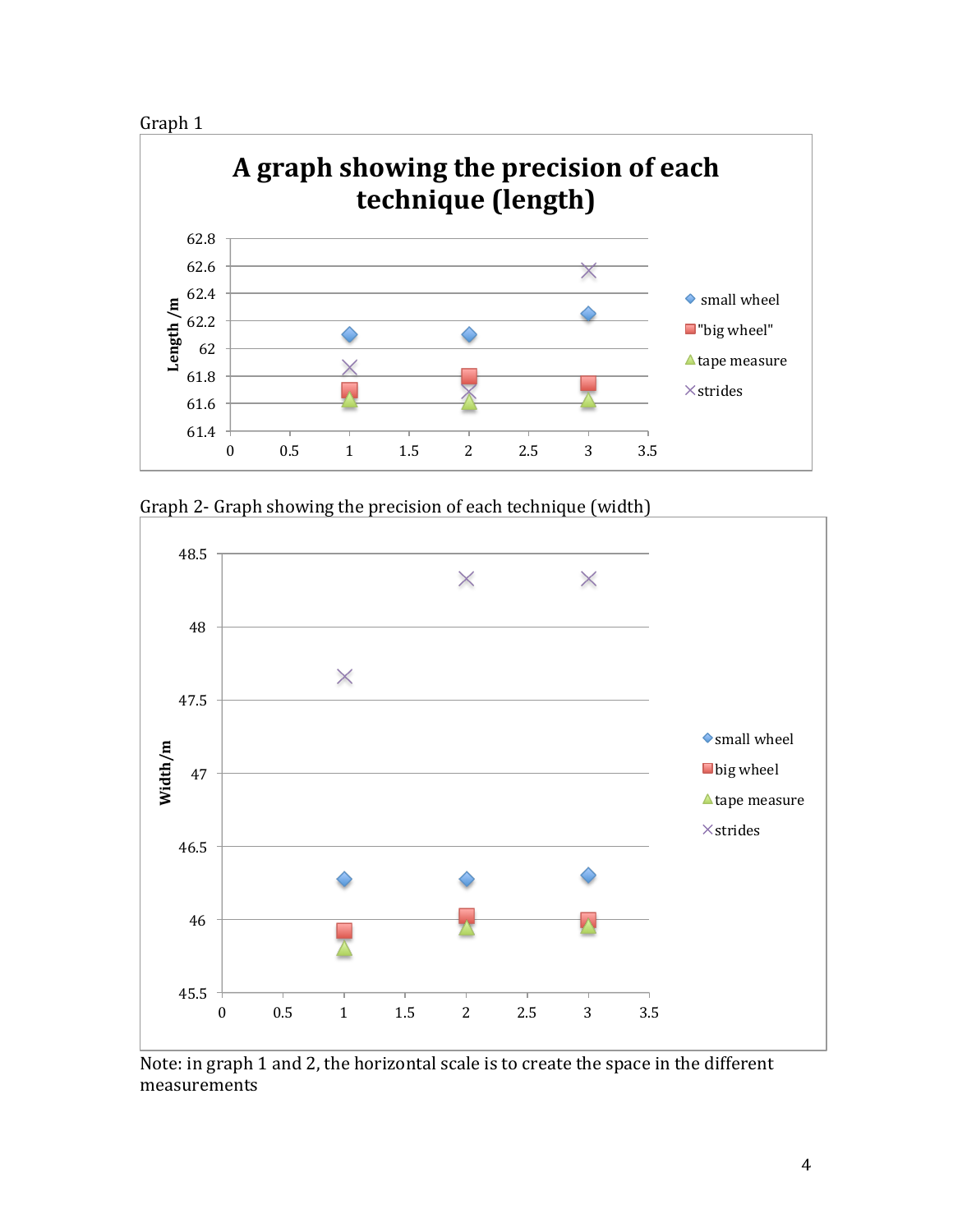Graph 1

Graph 2- Graph showing the precision of each technique (width)

Note: in graph 1 and 2, the horizontal scale is to create the space in the different measurements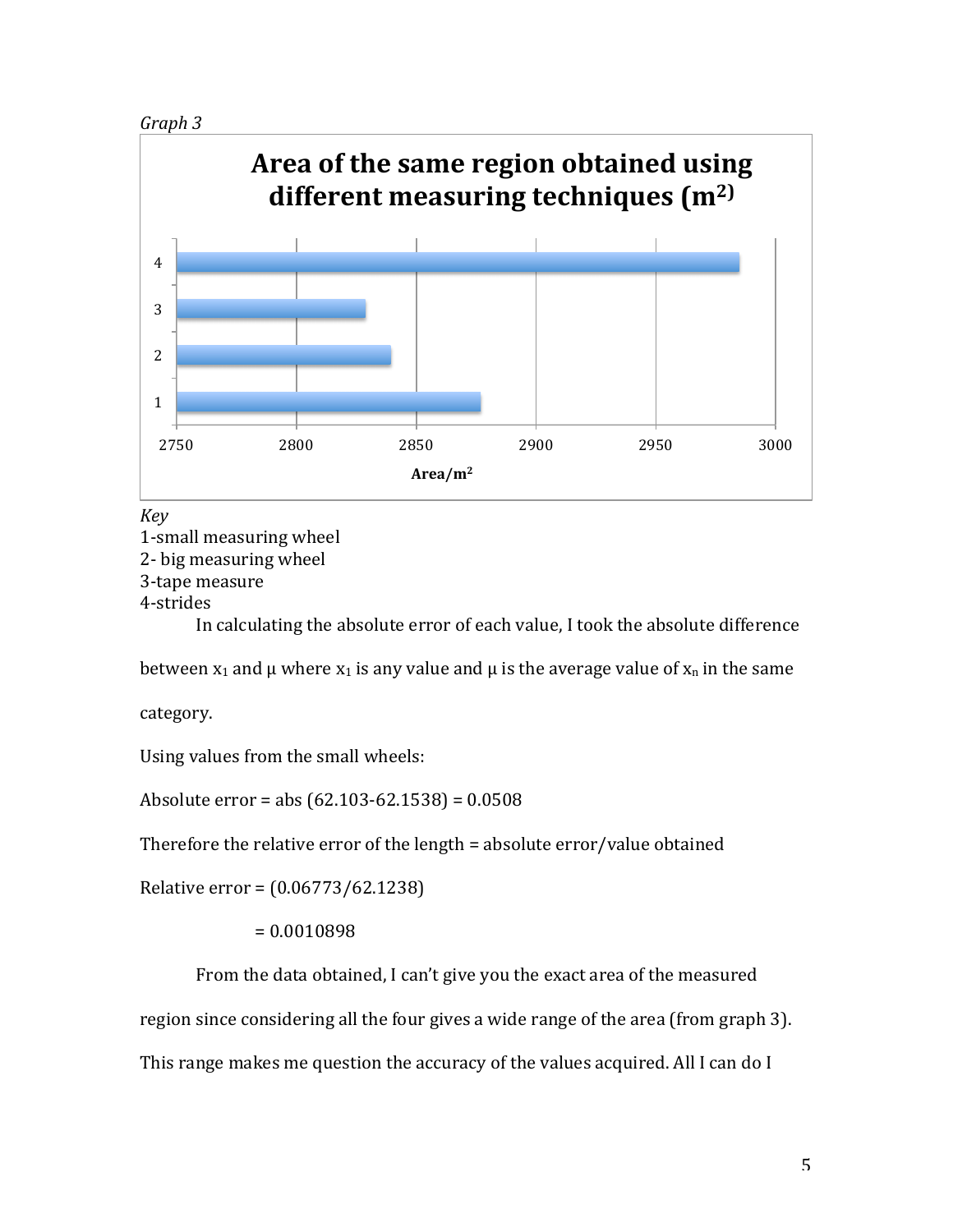*Graph 3*

**Area of the same region obtained using different measuring techniques (m$^2$)**

*Key*

1-small measuring wheel

2- big measuring wheel

3-tape measure

4-strides

In calculating the absolute error of each value, I took the absolute difference between $x_1$ and $\mu$ where $x_1$ is any value and $\mu$ is the average value of $x_n$ in the same category.

Using values from the small wheels:

Absolute error = abs (62.103-62.1538) = 0.0508

Therefore the relative error of the length = absolute error/value obtained

Relative error = (0.06773/62.1238)

= 0.0010898

From the data obtained, I can't give you the exact area of the measured region since considering all the four gives a wide range of the area (from graph 3). This range makes me question the accuracy of the values acquired. All I can do I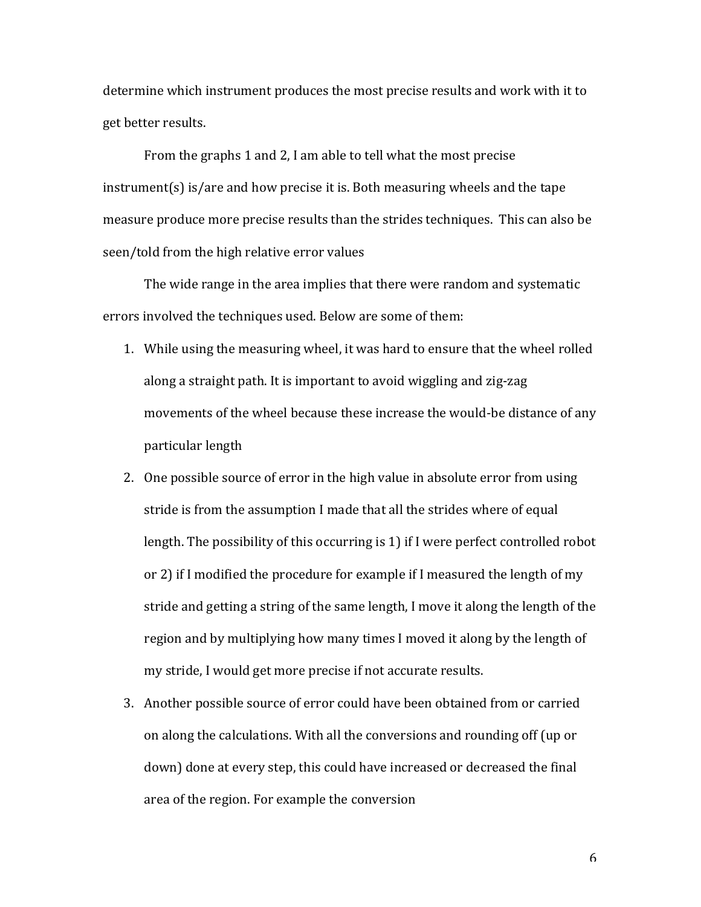determine which instrument produces the most precise results and work with it to get better results.

From the graphs 1 and 2, I am able to tell what the most precise instrument(s) is/are and how precise it is. Both measuring wheels and the tape measure produce more precise results than the strides techniques.  This can also be seen/told from the high relative error values

The wide range in the area implies that there were random and systematic errors involved the techniques used. Below are some of them:

1. While using the measuring wheel, it was hard to ensure that the wheel rolled along a straight path. It is important to avoid wiggling and zig-zag movements of the wheel because these increase the would-be distance of any particular length
2. One possible source of error in the high value in absolute error from using stride is from the assumption I made that all the strides where of equal length. The possibility of this occurring is 1) if I were perfect controlled robot or 2) if I modified the procedure for example if I measured the length of my stride and getting a string of the same length, I move it along the length of the region and by multiplying how many times I moved it along by the length of my stride, I would get more precise if not accurate results.
3. Another possible source of error could have been obtained from or carried on along the calculations. With all the conversions and rounding off (up or down) done at every step, this could have increased or decreased the final area of the region. For example the conversion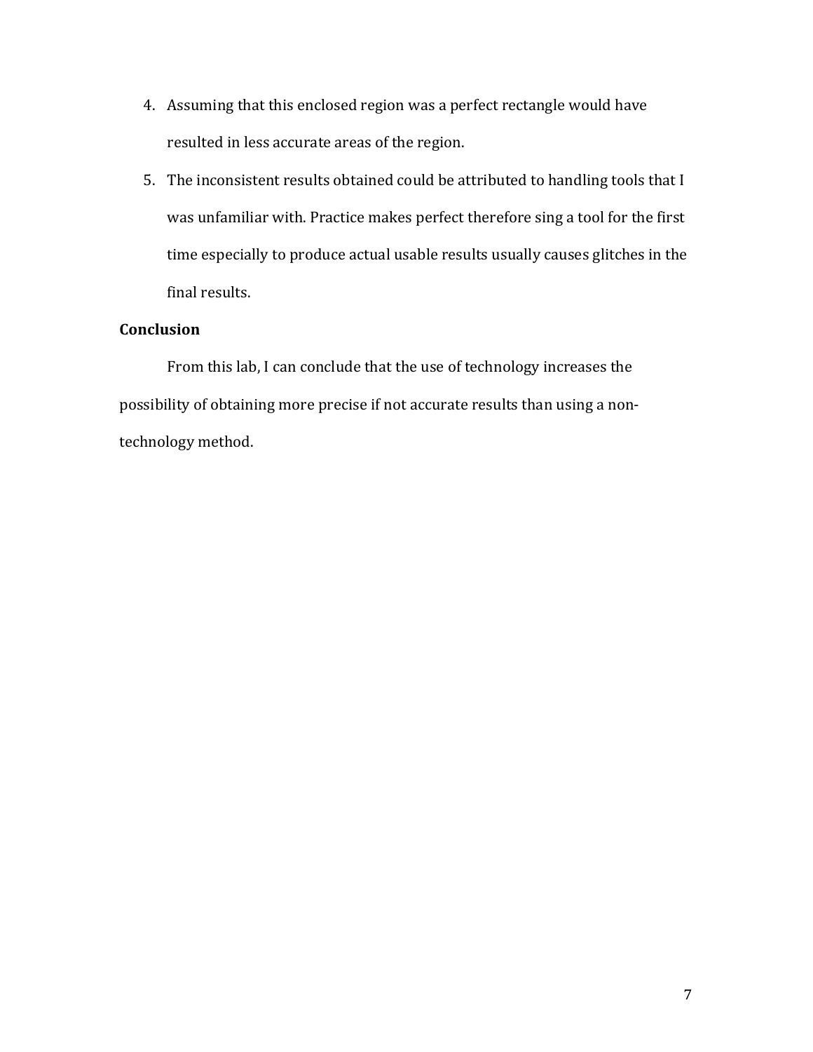4. Assuming that this enclosed region was a perfect rectangle would have resulted in less accurate areas of the region.
5. The inconsistent results obtained could be attributed to handling tools that I was unfamiliar with. Practice makes perfect therefore sing a tool for the first time especially to produce actual usable results usually causes glitches in the final results.

**Conclusion**

From this lab, I can conclude that the use of technology increases the possibility of obtaining more precise if not accurate results than using a non-technology method.